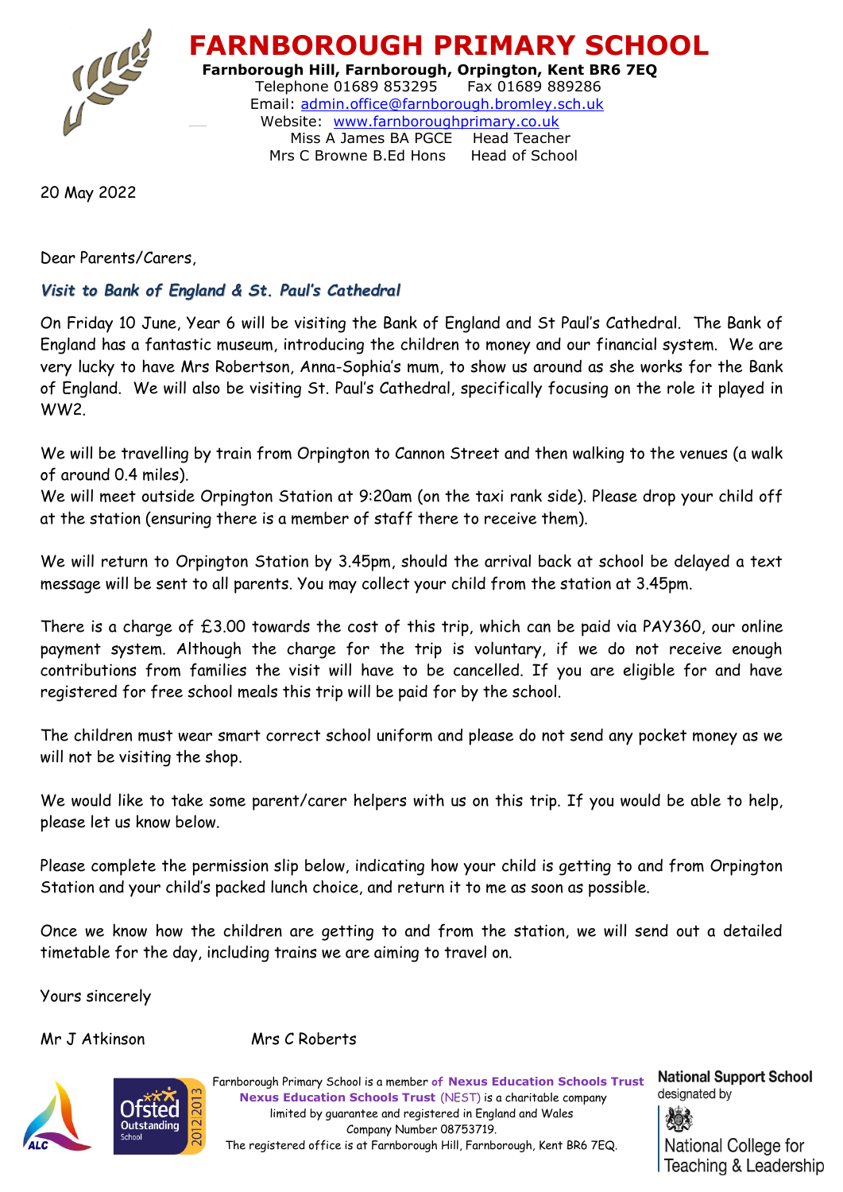# FARNBOROUGH PRIMARY SCHOOL

**Farnborough Hill, Farnborough, Orpington, Kent BR6 7EQ**
Telephone 01689 853295 Fax 01689 889286
Email: admin.office@farnborough.bromley.sch.uk
Website: www.farnboroughprimary.co.uk
Miss A James BA PGCE Head Teacher
Mrs C Browne B.Ed Hons Head of School

20 May 2022

Dear Parents/Carers,

***Visit to Bank of England & St. Paul's Cathedral***

On Friday 10 June, Year 6 will be visiting the Bank of England and St Paul's Cathedral. The Bank of England has a fantastic museum, introducing the children to money and our financial system. We are very lucky to have Mrs Robertson, Anna-Sophia's mum, to show us around as she works for the Bank of England. We will also be visiting St. Paul's Cathedral, specifically focusing on the role it played in WW2.

We will be travelling by train from Orpington to Cannon Street and then walking to the venues (a walk of around 0.4 miles).
We will meet outside Orpington Station at 9:20am (on the taxi rank side). Please drop your child off at the station (ensuring there is a member of staff there to receive them).

We will return to Orpington Station by 3.45pm, should the arrival back at school be delayed a text message will be sent to all parents. You may collect your child from the station at 3.45pm.

There is a charge of £3.00 towards the cost of this trip, which can be paid via PAY360, our online payment system. Although the charge for the trip is voluntary, if we do not receive enough contributions from families the visit will have to be cancelled. If you are eligible for and have registered for free school meals this trip will be paid for by the school.

The children must wear smart correct school uniform and please do not send any pocket money as we will not be visiting the shop.

We would like to take some parent/carer helpers with us on this trip. If you would be able to help, please let us know below.

Please complete the permission slip below, indicating how your child is getting to and from Orpington Station and your child's packed lunch choice, and return it to me as soon as possible.

Once we know how the children are getting to and from the station, we will send out a detailed timetable for the day, including trains we are aiming to travel on.

Yours sincerely

Mr J Atkinson Mrs C Roberts

Farnborough Primary School is a member of Nexus Education Schools Trust
Nexus Education Schools Trust (NEST) is a charitable company limited by guarantee and registered in England and Wales
Company Number 08753719.
The registered office is at Farnborough Hill, Farnborough, Kent BR6 7EQ.

National Support School designated by National College for Teaching & Leadership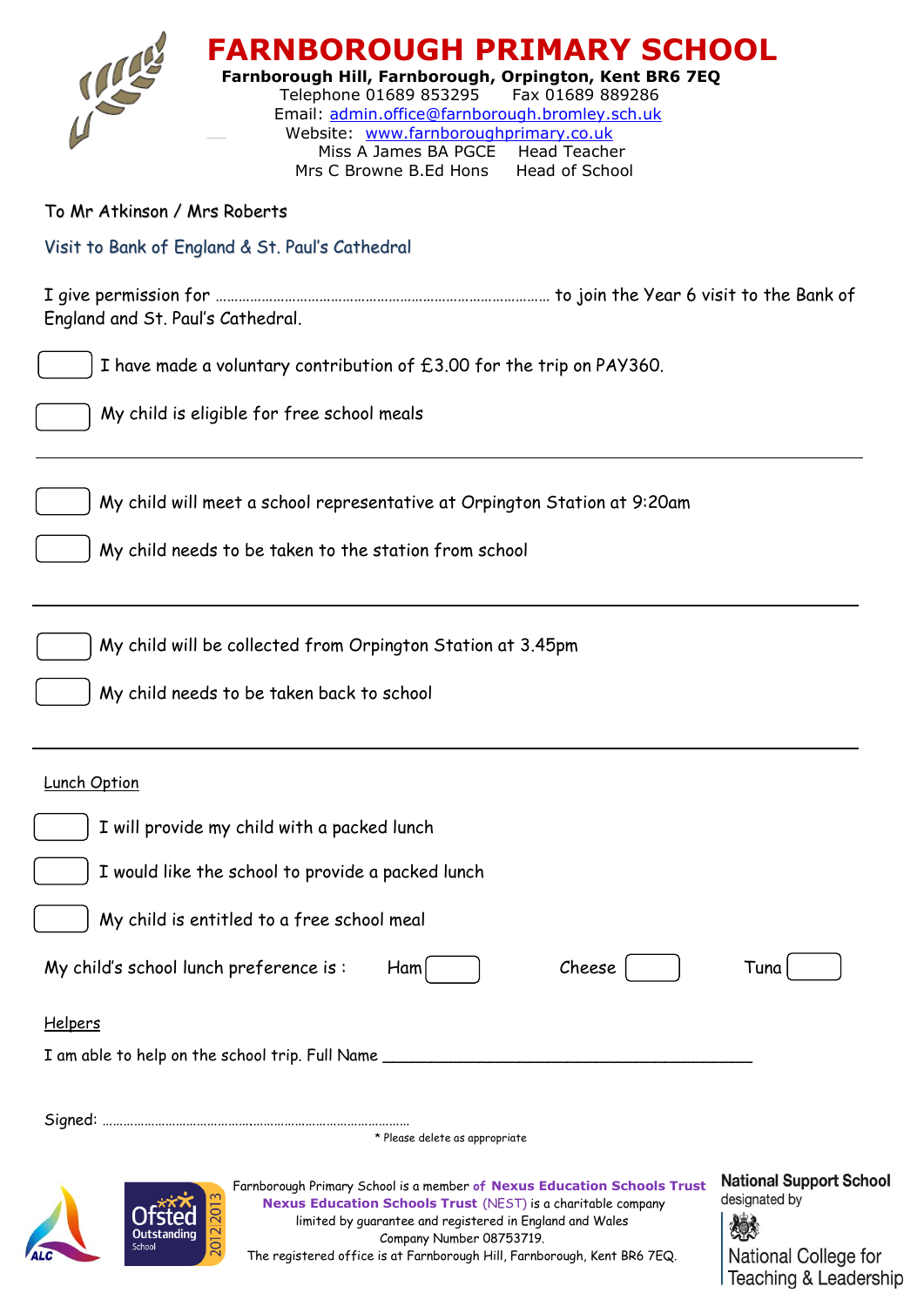# FARNBOROUGH PRIMARY SCHOOL

**Farnborough Hill, Farnborough, Orpington, Kent BR6 7EQ**
Telephone 01689 853295 Fax 01689 889286
Email: admin.office@farnborough.bromley.sch.uk
Website: www.farnboroughprimary.co.uk
Miss A James BA PGCE Head Teacher
Mrs C Browne B.Ed Hons Head of School

To Mr Atkinson / Mrs Roberts

Visit to Bank of England & St. Paul's Cathedral

I give permission for …………………………………………………………………………… to join the Year 6 visit to the Bank of England and St. Paul's Cathedral.

☐ I have made a voluntary contribution of £3.00 for the trip on PAY360.

☐ My child is eligible for free school meals

---

☐ My child will meet a school representative at Orpington Station at 9:20am

☐ My child needs to be taken to the station from school

---

☐ My child will be collected from Orpington Station at 3.45pm

☐ My child needs to be taken back to school

---

Lunch Option

☐ I will provide my child with a packed lunch

☐ I would like the school to provide a packed lunch

☐ My child is entitled to a free school meal

My child's school lunch preference is : Ham ☐ Cheese ☐ Tuna ☐

Helpers

I am able to help on the school trip. Full Name ________________________________________

Signed: ……………………………………………………………………………

\* Please delete as appropriate

Farnborough Primary School is a member **of Nexus Education Schools Trust**
**Nexus Education Schools Trust** (NEST) is a charitable company limited by guarantee and registered in England and Wales
Company Number 08753719.
The registered office is at Farnborough Hill, Farnborough, Kent BR6 7EQ.

Ofsted Outstanding School 2012|2013

**National Support School** designated by National College for Teaching & Leadership